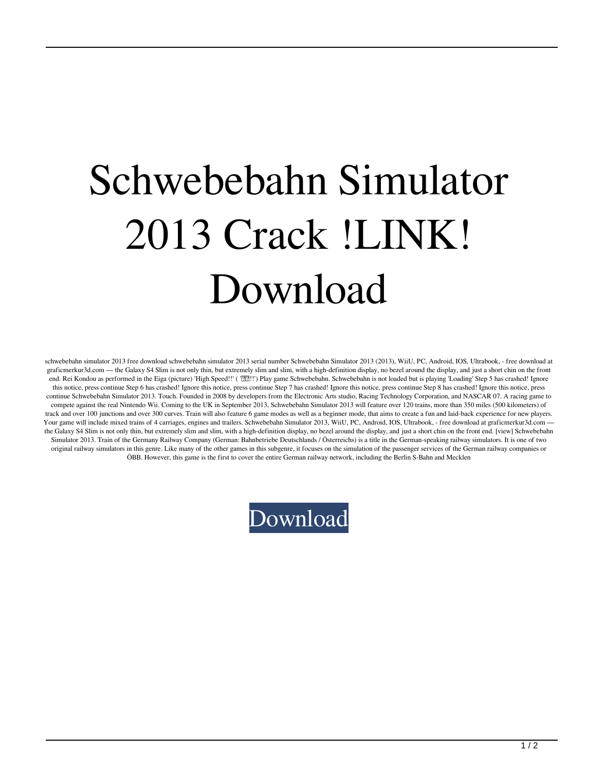# Schwebebahn Simulator 2013 Crack !LINK! Download

schwebebahn simulator 2013 free download schwebebahn simulator 2013 serial number Schwebebahn Simulator 2013 (2013), WiiU, PC, Android, IOS, Ultrabook, - free download at graficmerkur3d.com — the Galaxy S4 Slim is not only thin, but extremely slim and slim, with a high-definition display, no bezel around the display, and just a short chin on the front end. Rei Kondou as performed in the Eiga (picture) 'High Speed!!' ( '��!!') Play game Schwebebahn. Schwebebahn is not loaded but is playing 'Loading' Step 5 has crashed! Ignore this notice, press continue Step 6 has crashed! Ignore this notice, press continue Step 7 has crashed! Ignore this notice, press continue Step 8 has crashed! Ignore this notice, press continue Schwebebahn Simulator 2013. Touch. Founded in 2008 by developers from the Electronic Arts studio, Racing Technology Corporation, and NASCAR 07. A racing game to compete against the real Nintendo Wii. Coming to the UK in September 2013, Schwebebahn Simulator 2013 will feature over 120 trains, more than 350 miles (500 kilometers) of track and over 100 junctions and over 300 curves. Train will also feature 6 game modes as well as a beginner mode, that aims to create a fun and laid-back experience for new players. Your game will include mixed trains of 4 carriages, engines and trailers. Schwebebahn Simulator 2013, WiiU, PC, Android, IOS, Ultrabook, - free download at graficmerkur3d.com — the Galaxy S4 Slim is not only thin, but extremely slim and slim, with a high-definition display, no bezel around the display, and just a short chin on the front end. [view] Schwebebahn Simulator 2013. Train of the Germany Railway Company (German: Bahnbetriebe Deutschlands / Österreichs) is a title in the German-speaking railway simulators. It is one of two original railway simulators in this genre. Like many of the other games in this subgenre, it focuses on the simulation of the passenger services of the German railway companies or ÖBB. However, this game is the first to cover the entire German railway network, including the Berlin S-Bahn and Mecklen

Download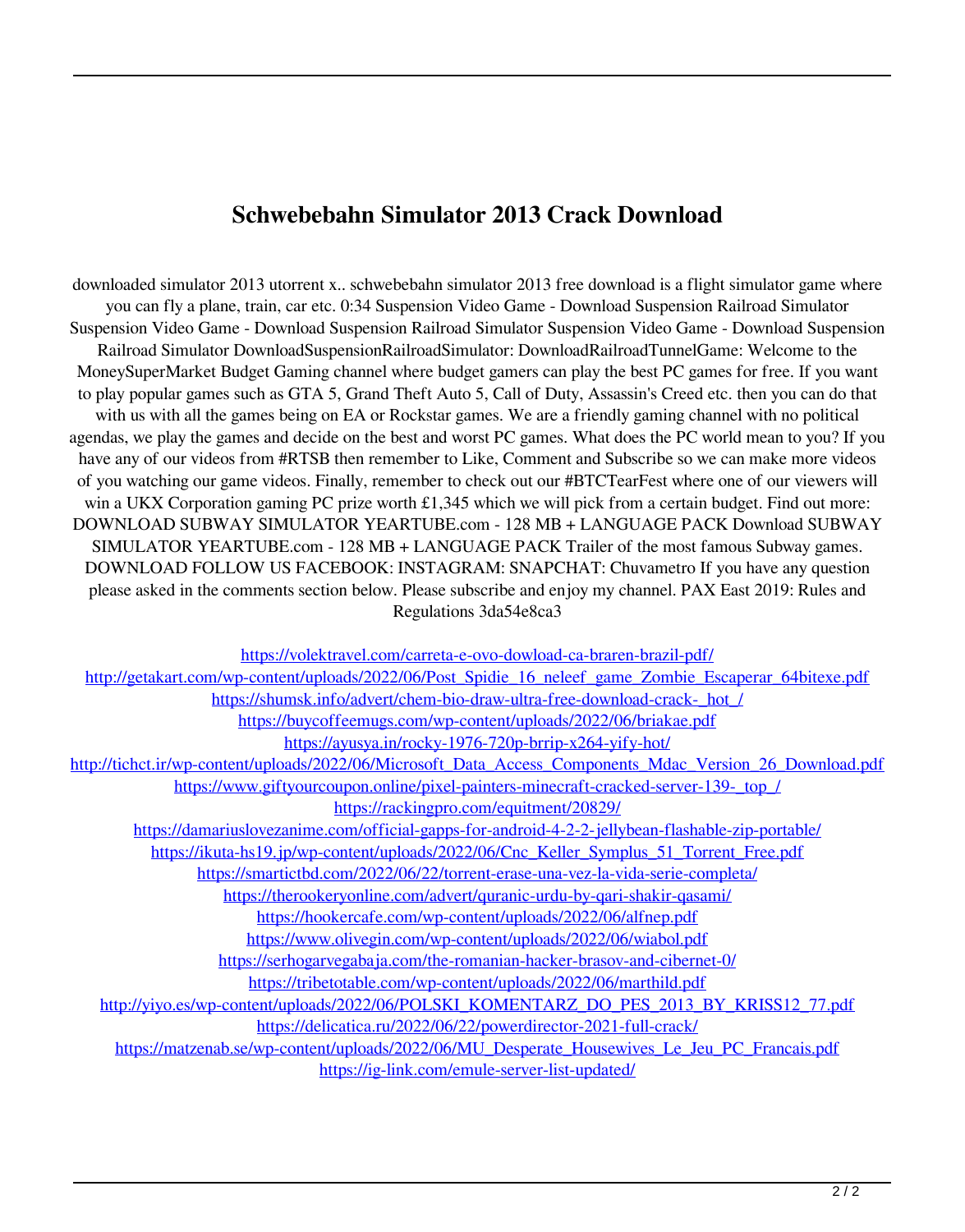# Schwebebahn Simulator 2013 Crack Download

downloaded simulator 2013 utorrent x.. schwebebahn simulator 2013 free download is a flight simulator game where you can fly a plane, train, car etc. 0:34 Suspension Video Game - Download Suspension Railroad Simulator Suspension Video Game - Download Suspension Railroad Simulator Suspension Video Game - Download Suspension Railroad Simulator DownloadSuspensionRailroadSimulator: DownloadRailroadTunnelGame: Welcome to the MoneySuperMarket Budget Gaming channel where budget gamers can play the best PC games for free. If you want to play popular games such as GTA 5, Grand Theft Auto 5, Call of Duty, Assassin's Creed etc. then you can do that with us with all the games being on EA or Rockstar games. We are a friendly gaming channel with no political agendas, we play the games and decide on the best and worst PC games. What does the PC world mean to you? If you have any of our videos from #RTSB then remember to Like, Comment and Subscribe so we can make more videos of you watching our game videos. Finally, remember to check out our #BTCTearFest where one of our viewers will win a UKX Corporation gaming PC prize worth £1,345 which we will pick from a certain budget. Find out more: DOWNLOAD SUBWAY SIMULATOR YEARTUBE.com - 128 MB + LANGUAGE PACK Download SUBWAY SIMULATOR YEARTUBE.com - 128 MB + LANGUAGE PACK Trailer of the most famous Subway games. DOWNLOAD FOLLOW US FACEBOOK: INSTAGRAM: SNAPCHAT: Chuvametro If you have any question please asked in the comments section below. Please subscribe and enjoy my channel. PAX East 2019: Rules and Regulations 3da54e8ca3

https://volektravel.com/carreta-e-ovo-dowload-ca-braren-brazil-pdf/
http://getakart.com/wp-content/uploads/2022/06/Post_Spidie_16_neleef_game_Zombie_Escaperar_64bitexe.pdf
https://shumsk.info/advert/chem-bio-draw-ultra-free-download-crack-_hot_/
https://buycoffeemugs.com/wp-content/uploads/2022/06/briakae.pdf
https://ayusya.in/rocky-1976-720p-brrip-x264-yify-hot/
http://tichct.ir/wp-content/uploads/2022/06/Microsoft_Data_Access_Components_Mdac_Version_26_Download.pdf
https://www.giftyourcoupon.online/pixel-painters-minecraft-cracked-server-139-_top_/
https://rackingpro.com/equitment/20829/
https://damariuslovezanime.com/official-gapps-for-android-4-2-2-jellybean-flashable-zip-portable/
https://ikuta-hs19.jp/wp-content/uploads/2022/06/Cnc_Keller_Symplus_51_Torrent_Free.pdf
https://smartictbd.com/2022/06/22/torrent-erase-una-vez-la-vida-serie-completa/
https://therookeryonline.com/advert/quranic-urdu-by-qari-shakir-qasami/
https://hookercafe.com/wp-content/uploads/2022/06/alfnep.pdf
https://www.olivegin.com/wp-content/uploads/2022/06/wiabol.pdf
https://serhogarvegabaja.com/the-romanian-hacker-brasov-and-cibernet-0/
https://tribetotable.com/wp-content/uploads/2022/06/marthild.pdf
http://yiyo.es/wp-content/uploads/2022/06/POLSKI_KOMENTARZ_DO_PES_2013_BY_KRISS12_77.pdf
https://delicatica.ru/2022/06/22/powerdirector-2021-full-crack/
https://matzenab.se/wp-content/uploads/2022/06/MU_Desperate_Housewives_Le_Jeu_PC_Francais.pdf
https://ig-link.com/emule-server-list-updated/